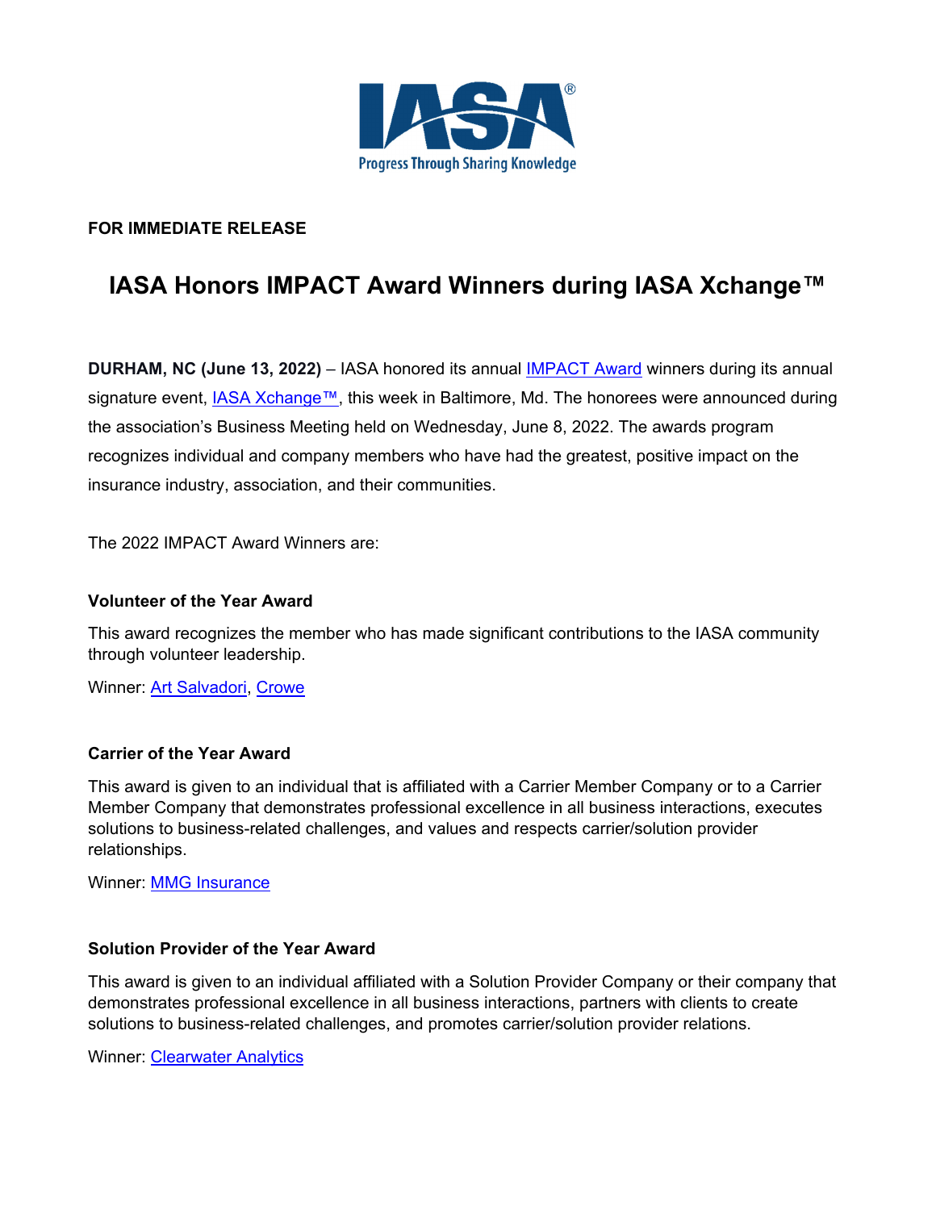IASA®

Progress Through Sharing Knowledge

**FOR IMMEDIATE RELEASE**

# IASA Honors IMPACT Award Winners during IASA Xchange™

**DURHAM, NC (June 13, 2022)** – IASA honored its annual IMPACT Award winners during its annual signature event, IASA Xchange™, this week in Baltimore, Md. The honorees were announced during the association's Business Meeting held on Wednesday, June 8, 2022. The awards program recognizes individual and company members who have had the greatest, positive impact on the insurance industry, association, and their communities.

The 2022 IMPACT Award Winners are:

### Volunteer of the Year Award

This award recognizes the member who has made significant contributions to the IASA community through volunteer leadership.

Winner: Art Salvadori, Crowe

### Carrier of the Year Award

This award is given to an individual that is affiliated with a Carrier Member Company or to a Carrier Member Company that demonstrates professional excellence in all business interactions, executes solutions to business-related challenges, and values and respects carrier/solution provider relationships.

Winner: MMG Insurance

### Solution Provider of the Year Award

This award is given to an individual affiliated with a Solution Provider Company or their company that demonstrates professional excellence in all business interactions, partners with clients to create solutions to business-related challenges, and promotes carrier/solution provider relations.

Winner: Clearwater Analytics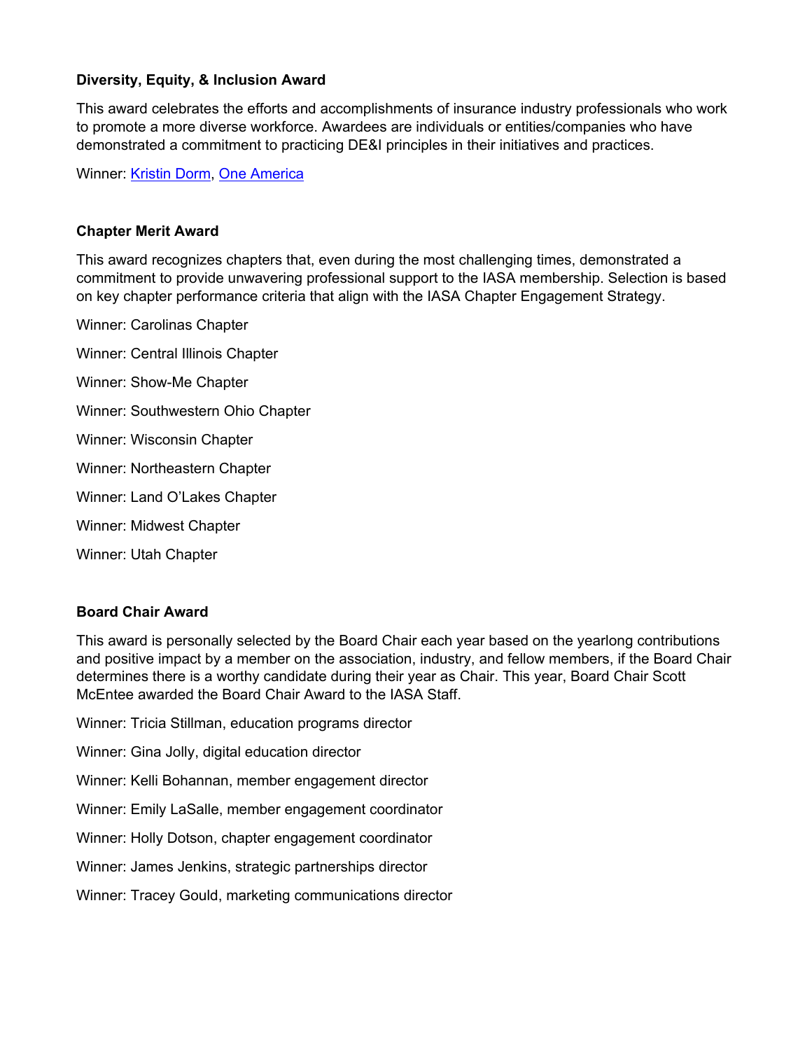**Diversity, Equity, & Inclusion Award**

This award celebrates the efforts and accomplishments of insurance industry professionals who work to promote a more diverse workforce. Awardees are individuals or entities/companies who have demonstrated a commitment to practicing DE&I principles in their initiatives and practices.

Winner: Kristin Dorm, One America

**Chapter Merit Award**

This award recognizes chapters that, even during the most challenging times, demonstrated a commitment to provide unwavering professional support to the IASA membership. Selection is based on key chapter performance criteria that align with the IASA Chapter Engagement Strategy.

Winner: Carolinas Chapter

Winner: Central Illinois Chapter

Winner: Show-Me Chapter

Winner: Southwestern Ohio Chapter

Winner: Wisconsin Chapter

Winner: Northeastern Chapter

Winner: Land O'Lakes Chapter

Winner: Midwest Chapter

Winner: Utah Chapter

**Board Chair Award**

This award is personally selected by the Board Chair each year based on the yearlong contributions and positive impact by a member on the association, industry, and fellow members, if the Board Chair determines there is a worthy candidate during their year as Chair. This year, Board Chair Scott McEntee awarded the Board Chair Award to the IASA Staff.

Winner: Tricia Stillman, education programs director

Winner: Gina Jolly, digital education director

Winner: Kelli Bohannan, member engagement director

Winner: Emily LaSalle, member engagement coordinator

Winner: Holly Dotson, chapter engagement coordinator

Winner: James Jenkins, strategic partnerships director

Winner: Tracey Gould, marketing communications director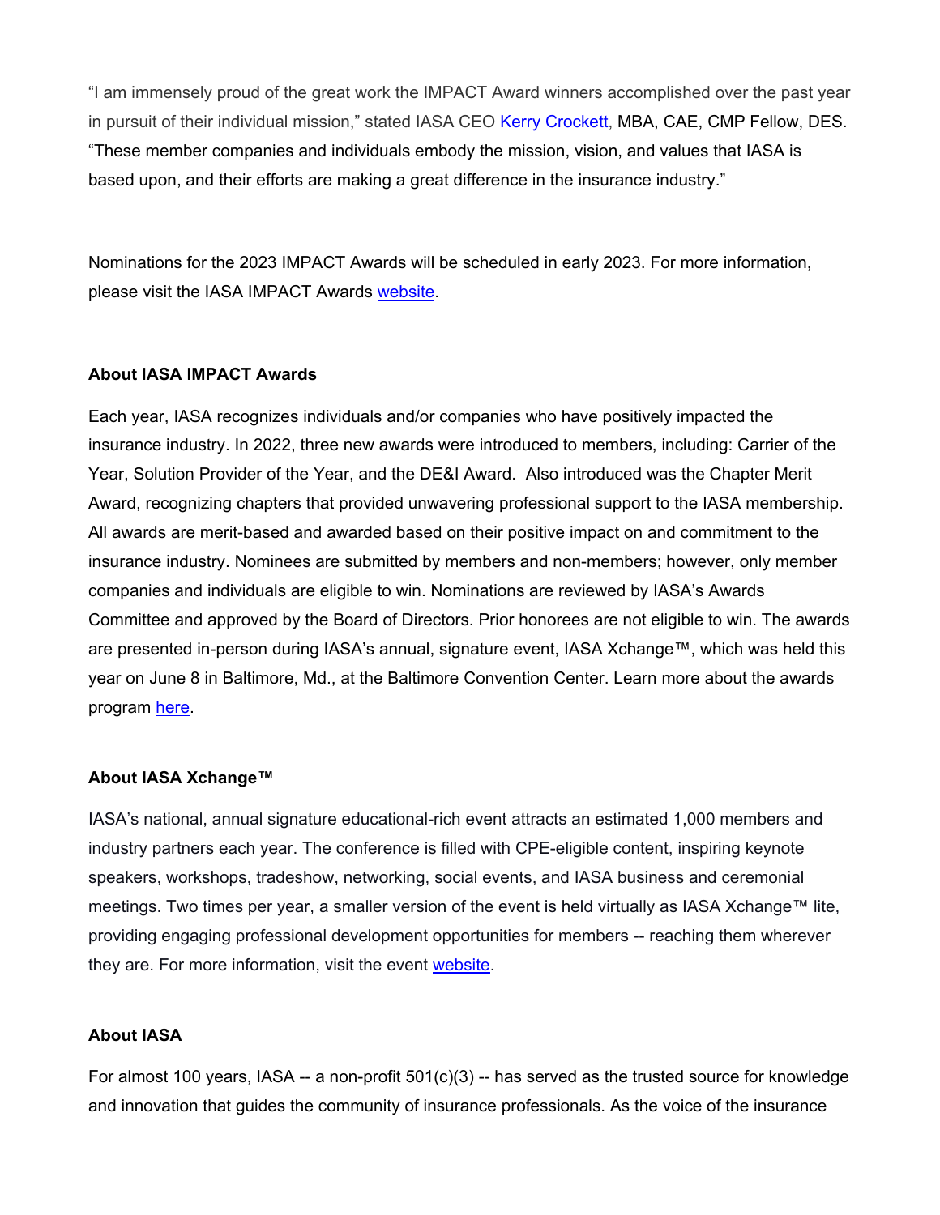"I am immensely proud of the great work the IMPACT Award winners accomplished over the past year in pursuit of their individual mission," stated IASA CEO Kerry Crockett, MBA, CAE, CMP Fellow, DES. "These member companies and individuals embody the mission, vision, and values that IASA is based upon, and their efforts are making a great difference in the insurance industry."

Nominations for the 2023 IMPACT Awards will be scheduled in early 2023. For more information, please visit the IASA IMPACT Awards website.

**About IASA IMPACT Awards**

Each year, IASA recognizes individuals and/or companies who have positively impacted the insurance industry. In 2022, three new awards were introduced to members, including: Carrier of the Year, Solution Provider of the Year, and the DE&I Award. Also introduced was the Chapter Merit Award, recognizing chapters that provided unwavering professional support to the IASA membership. All awards are merit-based and awarded based on their positive impact on and commitment to the insurance industry. Nominees are submitted by members and non-members; however, only member companies and individuals are eligible to win. Nominations are reviewed by IASA's Awards Committee and approved by the Board of Directors. Prior honorees are not eligible to win. The awards are presented in-person during IASA's annual, signature event, IASA Xchange™, which was held this year on June 8 in Baltimore, Md., at the Baltimore Convention Center. Learn more about the awards program here.

**About IASA Xchange™**

IASA's national, annual signature educational-rich event attracts an estimated 1,000 members and industry partners each year. The conference is filled with CPE-eligible content, inspiring keynote speakers, workshops, tradeshow, networking, social events, and IASA business and ceremonial meetings. Two times per year, a smaller version of the event is held virtually as IASA Xchange™ lite, providing engaging professional development opportunities for members -- reaching them wherever they are. For more information, visit the event website.

**About IASA**

For almost 100 years, IASA -- a non-profit 501(c)(3) -- has served as the trusted source for knowledge and innovation that guides the community of insurance professionals. As the voice of the insurance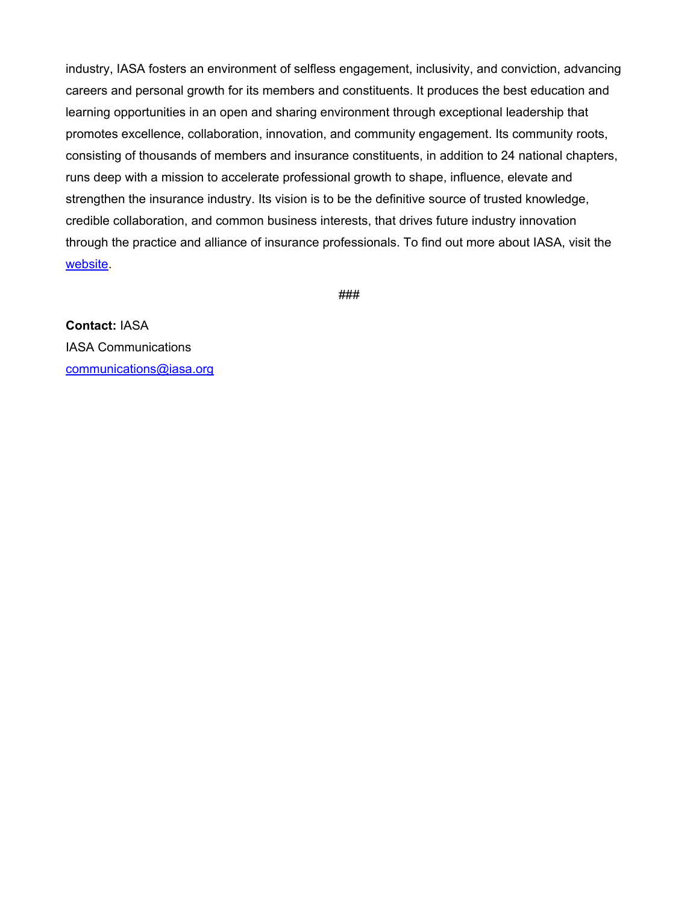industry, IASA fosters an environment of selfless engagement, inclusivity, and conviction, advancing careers and personal growth for its members and constituents. It produces the best education and learning opportunities in an open and sharing environment through exceptional leadership that promotes excellence, collaboration, innovation, and community engagement. Its community roots, consisting of thousands of members and insurance constituents, in addition to 24 national chapters, runs deep with a mission to accelerate professional growth to shape, influence, elevate and strengthen the insurance industry. Its vision is to be the definitive source of trusted knowledge, credible collaboration, and common business interests, that drives future industry innovation through the practice and alliance of insurance professionals. To find out more about IASA, visit the website.

###

**Contact:** IASA
IASA Communications
communications@iasa.org